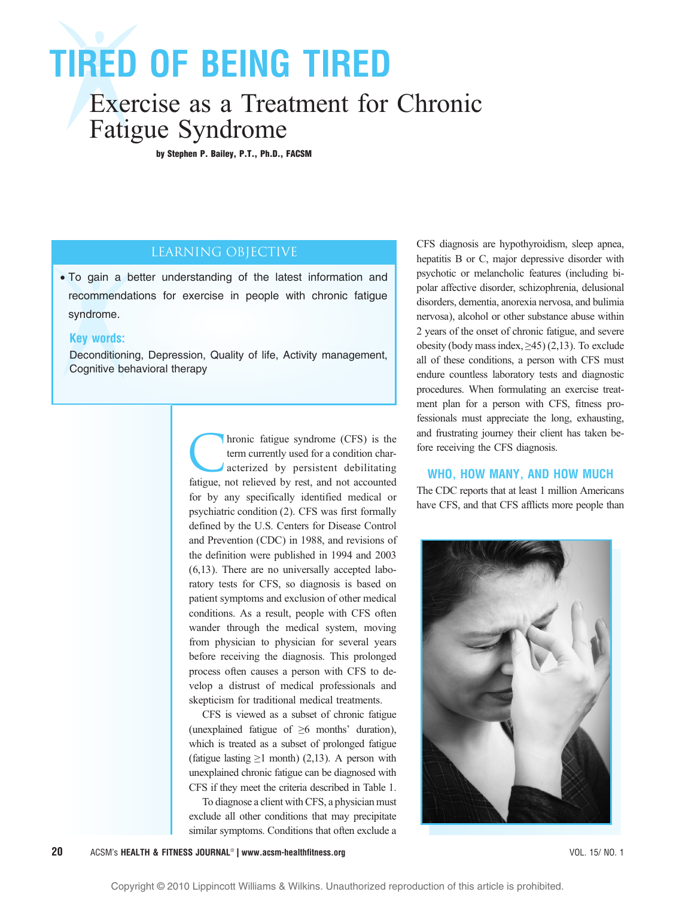# TIRED OF BEING TIRED

## Exercise as a Treatment for Chronic Fatigue Syndrome

**by Stephen P. Bailey, P.T., Ph.D., FACSM**

### LEARNING OBJECTIVE

- To gain a better understanding of the latest information and recommendations for exercise in people with chronic fatigue syndrome.

**Key words:**

Deconditioning, Depression, Quality of life, Activity management, Cognitive behavioral therapy

Chronic fatigue syndrome (CFS) is the term currently used for a condition characterized by persistent debilitating fatigue, not relieved by rest, and not accounted for by any specifically identified medical or psychiatric condition (2). CFS was first formally defined by the U.S. Centers for Disease Control and Prevention (CDC) in 1988, and revisions of the definition were published in 1994 and 2003 (6,13). There are no universally accepted laboratory tests for CFS, so diagnosis is based on patient symptoms and exclusion of other medical conditions. As a result, people with CFS often wander through the medical system, moving from physician to physician for several years before receiving the diagnosis. This prolonged process often causes a person with CFS to develop a distrust of medical professionals and skepticism for traditional medical treatments.

CFS is viewed as a subset of chronic fatigue (unexplained fatigue of ≥6 months' duration), which is treated as a subset of prolonged fatigue (fatigue lasting ≥1 month) (2,13). A person with unexplained chronic fatigue can be diagnosed with CFS if they meet the criteria described in Table 1.

To diagnose a client with CFS, a physician must exclude all other conditions that may precipitate similar symptoms. Conditions that often exclude a CFS diagnosis are hypothyroidism, sleep apnea, hepatitis B or C, major depressive disorder with psychotic or melancholic features (including bipolar affective disorder, schizophrenia, delusional disorders, dementia, anorexia nervosa, and bulimia nervosa), alcohol or other substance abuse within 2 years of the onset of chronic fatigue, and severe obesity (body mass index, ≥45) (2,13). To exclude all of these conditions, a person with CFS must endure countless laboratory tests and diagnostic procedures. When formulating an exercise treatment plan for a person with CFS, fitness professionals must appreciate the long, exhausting, and frustrating journey their client has taken before receiving the CFS diagnosis.

### WHO, HOW MANY, AND HOW MUCH

The CDC reports that at least 1 million Americans have CFS, and that CFS afflicts more people than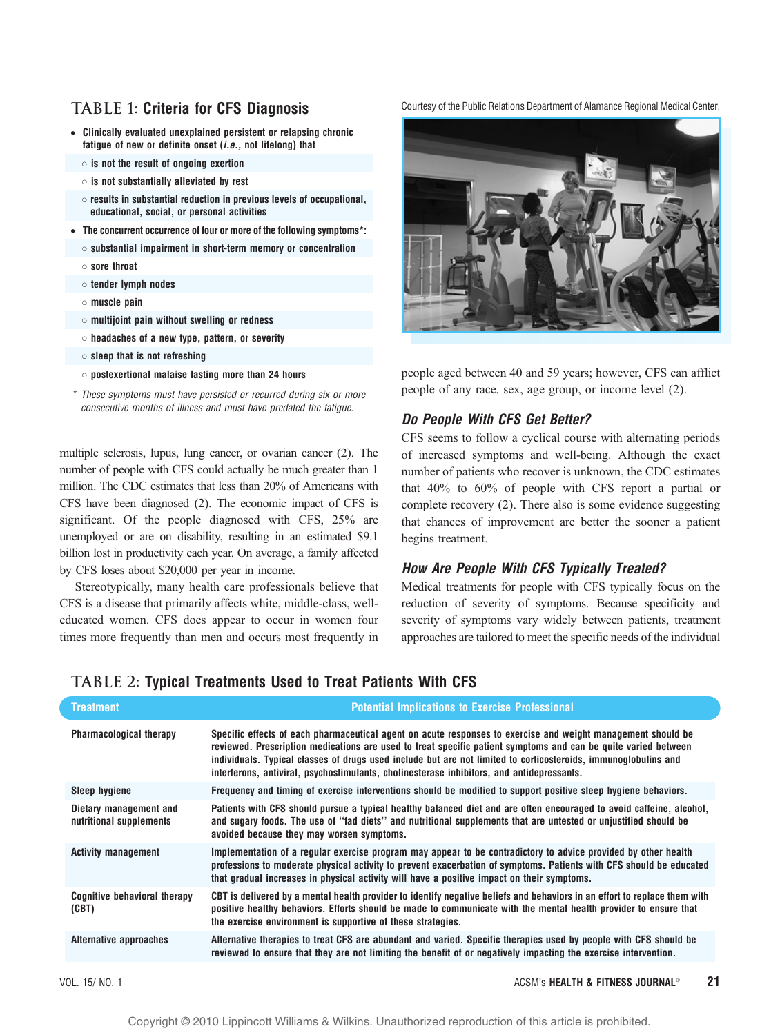## TABLE 1: Criteria for CFS Diagnosis

- Clinically evaluated unexplained persistent or relapsing chronic fatigue of new or definite onset (*i.e.,* not lifelong) that
  - is not the result of ongoing exertion
  - is not substantially alleviated by rest
  - results in substantial reduction in previous levels of occupational, educational, social, or personal activities
- The concurrent occurrence of four or more of the following symptoms*:
  - substantial impairment in short-term memory or concentration
  - sore throat
  - tender lymph nodes
  - muscle pain
  - multijoint pain without swelling or redness
  - headaches of a new type, pattern, or severity
  - sleep that is not refreshing
  - postexertional malaise lasting more than 24 hours

*\* These symptoms must have persisted or recurred during six or more consecutive months of illness and must have predated the fatigue.*

multiple sclerosis, lupus, lung cancer, or ovarian cancer (2). The number of people with CFS could actually be much greater than 1 million. The CDC estimates that less than 20% of Americans with CFS have been diagnosed (2). The economic impact of CFS is significant. Of the people diagnosed with CFS, 25% are unemployed or are on disability, resulting in an estimated $9.1 billion lost in productivity each year. On average, a family affected by CFS loses about $20,000 per year in income.

Stereotypically, many health care professionals believe that CFS is a disease that primarily affects white, middle-class, well-educated women. CFS does appear to occur in women four times more frequently than men and occurs most frequently in people aged between 40 and 59 years; however, CFS can afflict people of any race, sex, age group, or income level (2).

Courtesy of the Public Relations Department of Alamance Regional Medical Center.

### Do People With CFS Get Better?

CFS seems to follow a cyclical course with alternating periods of increased symptoms and well-being. Although the exact number of patients who recover is unknown, the CDC estimates that 40% to 60% of people with CFS report a partial or complete recovery (2). There also is some evidence suggesting that chances of improvement are better the sooner a patient begins treatment.

### How Are People With CFS Typically Treated?

Medical treatments for people with CFS typically focus on the reduction of symptoms. Because specificity and severity of symptoms vary widely between patients, treatment approaches are tailored to meet the specific needs of the individual

## TABLE 2: Typical Treatments Used to Treat Patients With CFS

| Treatment | Potential Implications to Exercise Professional |
|---|---|
| Pharmacological therapy | Specific effects of each pharmaceutical agent on acute responses to exercise and weight management should be reviewed. Prescription medications are used to treat specific patient symptoms and can be quite varied between individuals. Typical classes of drugs used include but are not limited to corticosteroids, immunoglobulins and interferons, antiviral, psychostimulants, cholinesterase inhibitors, and antidepressants. |
| Sleep hygiene | Frequency and timing of exercise interventions should be modified to support positive sleep hygiene behaviors. |
| Dietary management and nutritional supplements | Patients with CFS should pursue a typical healthy balanced diet and are often encouraged to avoid caffeine, alcohol, and sugary foods. The use of "fad diets" and nutritional supplements that are untested or unjustified should be avoided because they may worsen symptoms. |
| Activity management | Implementation of a regular exercise program may appear to be contradictory to advice provided by other health professions to moderate physical activity to prevent exacerbation of symptoms. Patients with CFS should be educated that gradual increases in physical activity will have a positive impact on their symptoms. |
| Cognitive behavioral therapy (CBT) | CBT is delivered by a mental health provider to identify negative beliefs and behaviors in an effort to replace them with positive healthy behaviors. Efforts should be made to communicate with the mental health provider to ensure that the exercise environment is supportive of these strategies. |
| Alternative approaches | Alternative therapies to treat CFS are abundant and varied. Specific therapies used by people with CFS should be reviewed to ensure that they are not limiting the benefit of or negatively impacting the exercise intervention. |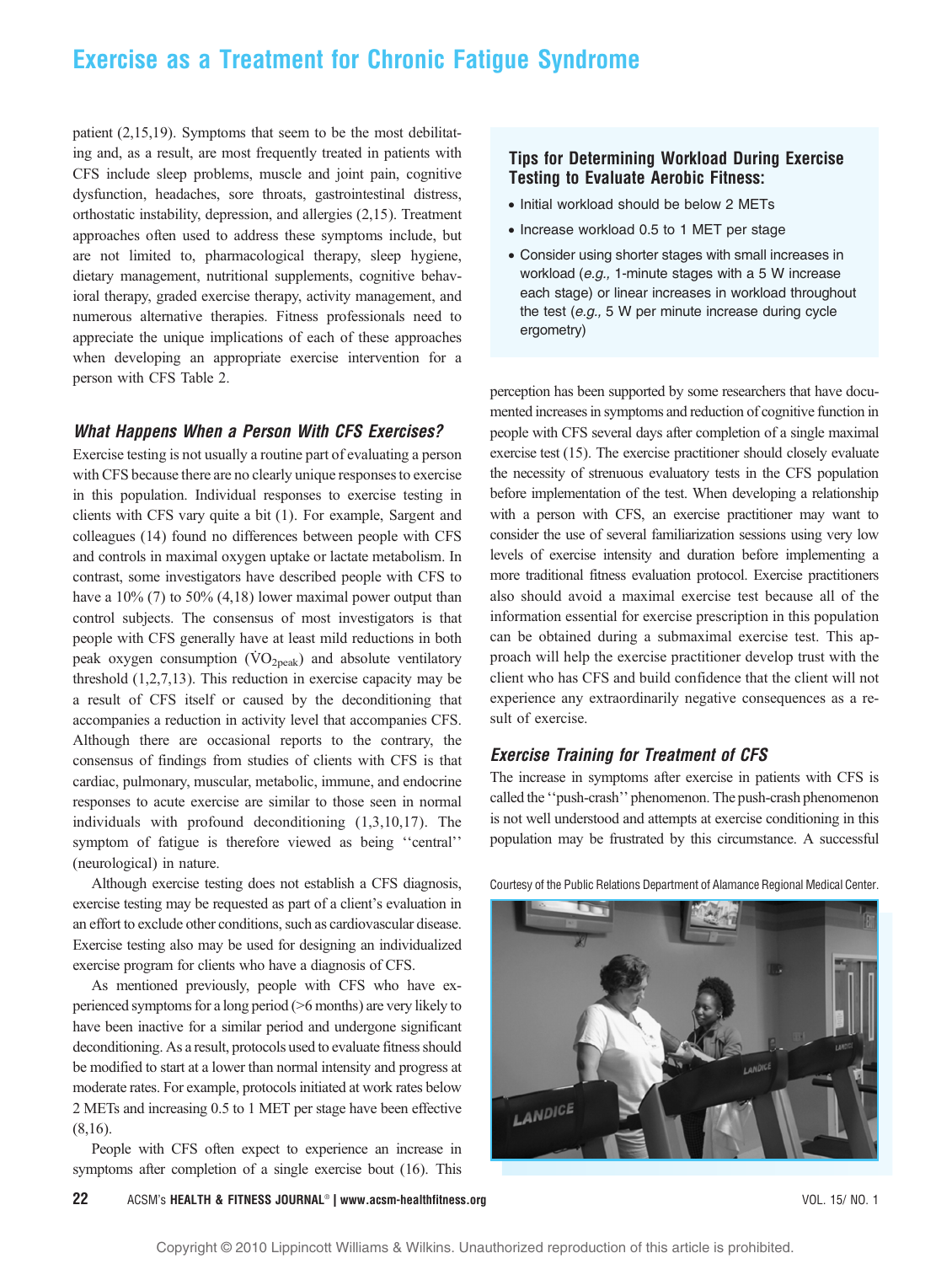patient (2,15,19). Symptoms that seem to be the most debilitating and, as a result, are most frequently treated in patients with CFS include sleep problems, muscle and joint pain, cognitive dysfunction, headaches, sore throats, gastrointestinal distress, orthostatic instability, depression, and allergies (2,15). Treatment approaches often used to address these symptoms include, but are not limited to, pharmacological therapy, sleep hygiene, dietary management, nutritional supplements, cognitive behavioral therapy, graded exercise therapy, activity management, and numerous alternative therapies. Fitness professionals need to appreciate the unique implications of each of these approaches when developing an appropriate exercise intervention for a person with CFS Table 2.

### What Happens When a Person With CFS Exercises?

Exercise testing is not usually a routine part of evaluating a person with CFS because there are no clearly unique responses to exercise in this population. Individual responses to exercise testing in clients with CFS vary quite a bit (1). For example, Sargent and colleagues (14) found no differences between people with CFS and controls in maximal oxygen uptake or lactate metabolism. In contrast, some investigators have described people with CFS to have a 10% (7) to 50% (4,18) lower maximal power output than control subjects. The consensus of most investigators is that people with CFS generally have at least mild reductions in both peak oxygen consumption ($\dot{V}O_{2peak}$) and absolute ventilatory threshold (1,2,7,13). This reduction in exercise capacity may be a result of CFS itself or caused by the deconditioning that accompanies a reduction in activity level that accompanies CFS. Although there are occasional reports to the contrary, the consensus of findings from studies of clients with CFS is that cardiac, pulmonary, muscular, metabolic, immune, and endocrine responses to acute exercise are similar to those seen in normal individuals with profound deconditioning (1,3,10,17). The symptom of fatigue is therefore viewed as being ''central'' (neurological) in nature.

Although exercise testing does not establish a CFS diagnosis, exercise testing may be requested as part of a client's evaluation in an effort to exclude other conditions, such as cardiovascular disease. Exercise testing also may be used for designing an individualized exercise program for clients who have a diagnosis of CFS.

As mentioned previously, people with CFS who have experienced symptoms for a long period (>6 months) are very likely to have been inactive for a similar period and undergone significant deconditioning. As a result, protocols used to evaluate fitness should be modified to start at a lower than normal intensity and progress at moderate rates. For example, protocols initiated at work rates below 2 METs and increasing 0.5 to 1 MET per stage have been effective (8,16).

People with CFS often expect to experience an increase in symptoms after completion of a single exercise bout (16). This perception has been supported by some researchers that have documented increases in symptoms and reduction of cognitive function in people with CFS several days after completion of a single maximal exercise test (15). The exercise practitioner should closely evaluate the necessity of strenuous evaluatory tests in the CFS population before implementation of the test. When developing a relationship with a person with CFS, an exercise practitioner may want to consider the use of several familiarization sessions using very low levels of exercise intensity and duration before implementing a more traditional fitness evaluation protocol. Exercise practitioners also should avoid a maximal exercise test because all of the information essential for exercise prescription in this population can be obtained during a submaximal exercise test. This approach will help the exercise practitioner develop trust with the client who has CFS and build confidence that the client will not experience any extraordinarily negative consequences as a result of exercise.

> **Tips for Determining Workload During Exercise Testing to Evaluate Aerobic Fitness:**
>
> - Initial workload should be below 2 METs
> - Increase workload 0.5 to 1 MET per stage
> - Consider using shorter stages with small increases in workload (*e.g.,* 1-minute stages with a 5 W increase each stage) or linear increases in workload throughout the test (*e.g.,* 5 W per minute increase during cycle ergometry)

### Exercise Training for Treatment of CFS

The increase in symptoms after exercise in patients with CFS is called the ''push-crash'' phenomenon. The push-crash phenomenon is not well understood and attempts at exercise conditioning in this population may be frustrated by this circumstance. A successful

Courtesy of the Public Relations Department of Alamance Regional Medical Center.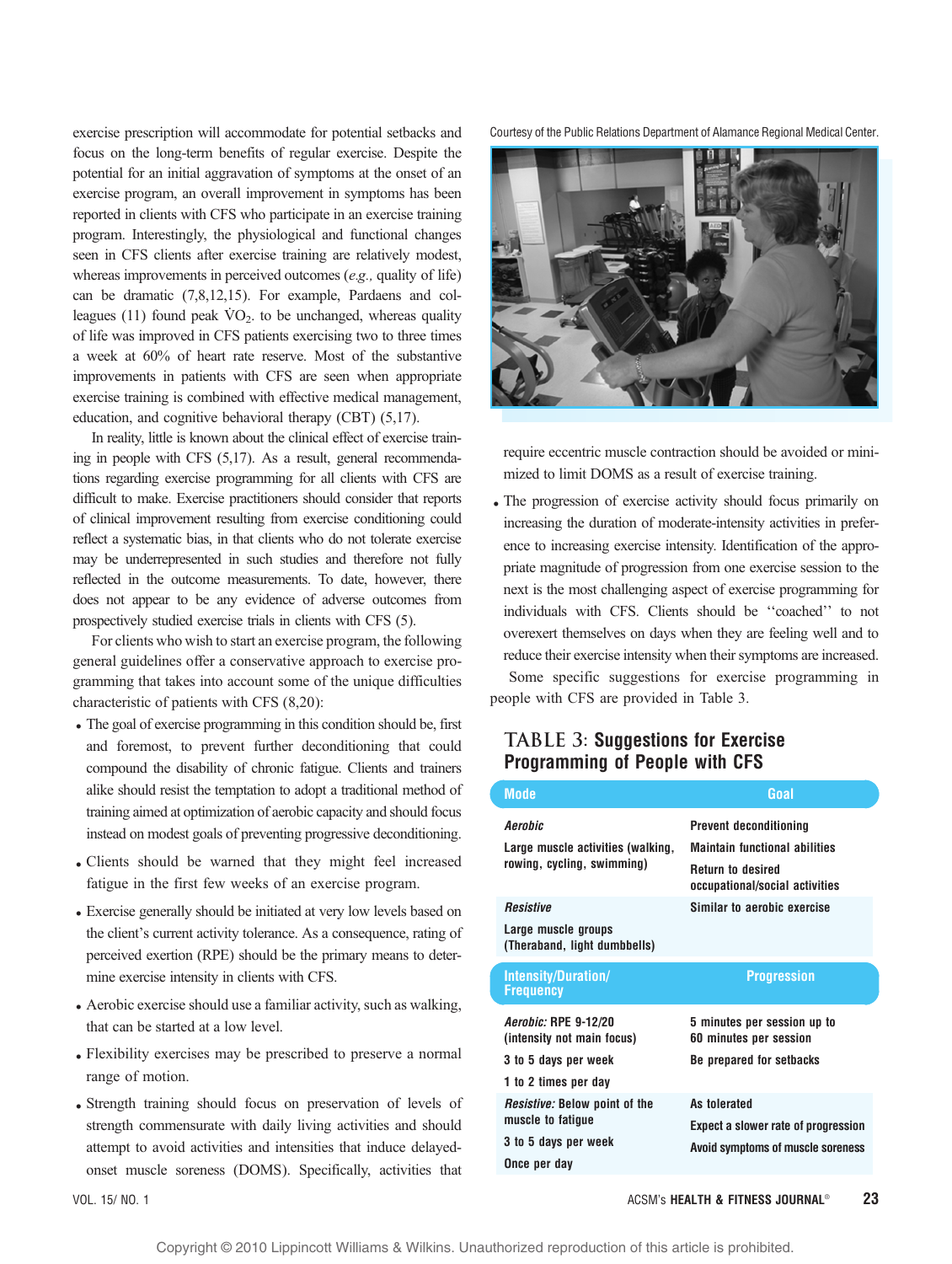exercise prescription will accommodate for potential setbacks and focus on the long-term benefits of regular exercise. Despite the potential for an initial aggravation of symptoms at the onset of an exercise program, an overall improvement in symptoms has been reported in clients with CFS who participate in an exercise training program. Interestingly, the physiological and functional changes seen in CFS clients after exercise training are relatively modest, whereas improvements in perceived outcomes (*e.g.,* quality of life) can be dramatic (7,8,12,15). For example, Pardaens and colleagues (11) found peak $\dot{V}O_2$. to be unchanged, whereas quality of life was improved in CFS patients exercising two to three times a week at 60% of heart rate reserve. Most of the substantive improvements in patients with CFS are seen when appropriate exercise training is combined with effective medical management, education, and cognitive behavioral therapy (CBT) (5,17).

In reality, little is known about the clinical effect of exercise training in people with CFS (5,17). As a result, general recommendations regarding exercise programming for all clients with CFS are difficult to make. Exercise practitioners should consider that reports of clinical improvement resulting from exercise conditioning could reflect a systematic bias, in that clients who do not tolerate exercise may be underrepresented in such studies and therefore not fully reflected in the outcome measurements. To date, however, there does not appear to be any evidence of adverse outcomes from prospectively studied exercise trials in clients with CFS (5).

For clients who wish to start an exercise program, the following general guidelines offer a conservative approach to exercise programming that takes into account some of the unique difficulties characteristic of patients with CFS (8,20):

- The goal of exercise programming in this condition should be, first and foremost, to prevent further deconditioning that could compound the disability of chronic fatigue. Clients and trainers alike should resist the temptation to adopt a traditional method of training aimed at optimization of aerobic capacity and should focus instead on modest goals of preventing progressive deconditioning.
- Clients should be warned that they might feel increased fatigue in the first few weeks of an exercise program.
- Exercise generally should be initiated at very low levels based on the client's current activity tolerance. As a consequence, rating of perceived exertion (RPE) should be the primary means to determine exercise intensity in clients with CFS.
- Aerobic exercise should use a familiar activity, such as walking, that can be started at a low level.
- Flexibility exercises may be prescribed to preserve a normal range of motion.
- Strength training should focus on preservation of levels of strength commensurate with daily living activities and should attempt to avoid activities and intensities that induce delayed-onset muscle soreness (DOMS). Specifically, activities that require eccentric muscle contraction should be avoided or minimized to limit DOMS as a result of exercise training.
- The progression of exercise activity should focus primarily on increasing the duration of moderate-intensity activities in preference to increasing exercise intensity. Identification of the appropriate magnitude of progression from one exercise session to the next is the most challenging aspect of exercise programming for individuals with CFS. Clients should be ''coached'' to not overexert themselves on days when they are feeling well and to reduce their exercise intensity when their symptoms are increased.

Some specific suggestions for exercise programming in people with CFS are provided in Table 3.

Courtesy of the Public Relations Department of Alamance Regional Medical Center.

## TABLE 3: Suggestions for Exercise Programming of People with CFS

| Mode | Goal |
|---|---|
| *Aerobic*<br>Large muscle activities (walking, rowing, cycling, swimming) | Prevent deconditioning<br>Maintain functional abilities<br>Return to desired occupational/social activities |
| *Resistive*<br>Large muscle groups (Theraband, light dumbbells) | Similar to aerobic exercise |
| **Intensity/Duration/Frequency** | **Progression** |
| *Aerobic:* RPE 9-12/20 (intensity not main focus)<br>3 to 5 days per week<br>1 to 2 times per day | 5 minutes per session up to 60 minutes per session<br>Be prepared for setbacks |
| *Resistive:* Below point of the muscle to fatigue<br>3 to 5 days per week<br>Once per day | As tolerated<br>Expect a slower rate of progression<br>Avoid symptoms of muscle soreness |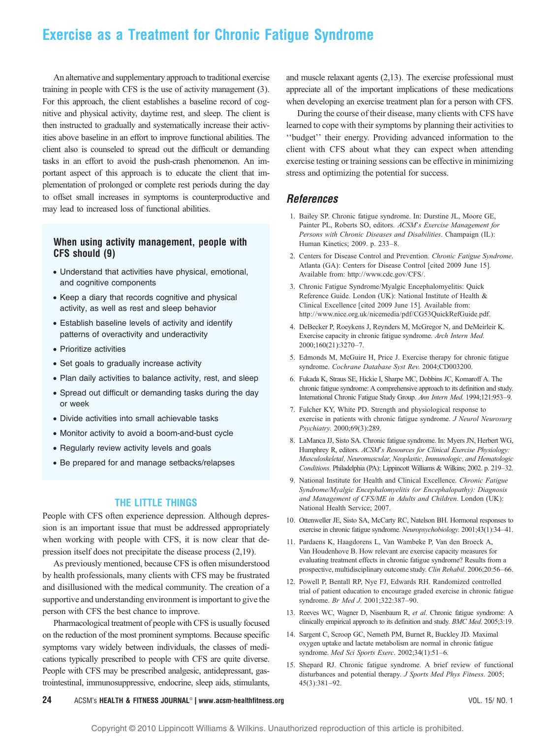# Exercise as a Treatment for Chronic Fatigue Syndrome

An alternative and supplementary approach to traditional exercise training in people with CFS is the use of activity management (3). For this approach, the client establishes a baseline record of cognitive and physical activity, daytime rest, and sleep. The client is then instructed to gradually and systematically increase their activities above baseline in an effort to improve functional abilities. The client also is counseled to spread out the difficult or demanding tasks in an effort to avoid the push-crash phenomenon. An important aspect of this approach is to educate the client that implementation of prolonged or complete rest periods during the day to offset small increases in symptoms is counterproductive and may lead to increased loss of functional abilities.

### When using activity management, people with CFS should (9)

- Understand that activities have physical, emotional, and cognitive components
- Keep a diary that records cognitive and physical activity, as well as rest and sleep behavior
- Establish baseline levels of activity and identify patterns of overactivity and underactivity
- Prioritize activities
- Set goals to gradually increase activity
- Plan daily activities to balance activity, rest, and sleep
- Spread out difficult or demanding tasks during the day or week
- Divide activities into small achievable tasks
- Monitor activity to avoid a boom-and-bust cycle
- Regularly review activity levels and goals
- Be prepared for and manage setbacks/relapses

## THE LITTLE THINGS

People with CFS often experience depression. Although depression is an important issue that must be addressed appropriately when working with people with CFS, it is now clear that depression itself does not precipitate the disease process (2,19).

As previously mentioned, because CFS is often misunderstood by health professionals, many clients with CFS may be frustrated and disillusioned with the medical community. The creation of a supportive and understanding environment is important to give the person with CFS the best chance to improve.

Pharmacological treatment of people with CFS is usually focused on the reduction of the most prominent symptoms. Because specific symptoms vary widely between individuals, the classes of medications typically prescribed to people with CFS are quite diverse. People with CFS may be prescribed analgesic, antidepressant, gastrointestinal, immunosuppressive, endocrine, sleep aids, stimulants, and muscle relaxant agents (2,13). The exercise professional must appreciate all of the important implications of these medications when developing an exercise treatment plan for a person with CFS.

During the course of their disease, many clients with CFS have learned to cope with their symptoms by planning their activities to ''budget'' their energy. Providing advanced information to the client with CFS about what they can expect when attending exercise testing or training sessions can be effective in minimizing stress and optimizing the potential for success.

## References

1. Bailey SP. Chronic fatigue syndrome. In: Durstine JL, Moore GE, Painter PL, Roberts SO, editors. *ACSM's Exercise Management for Persons with Chronic Diseases and Disabilities*. Champaign (IL): Human Kinetics; 2009. p. 233–8.
2. Centers for Disease Control and Prevention. *Chronic Fatigue Syndrome*. Atlanta (GA): Centers for Disease Control [cited 2009 June 15]. Available from: http://www.cdc.gov/CFS/.
3. Chronic Fatigue Syndrome/Myalgic Encephalomyelitis: Quick Reference Guide. London (UK): National Institute of Health & Clinical Excellence [cited 2009 June 15]. Available from: http://www.nice.org.uk/nicemedia/pdf/CG53QuickRefGuide.pdf.
4. DeBecker P, Roeykens J, Reynders M, McGregor N, and DeMeirleir K. Exercise capacity in chronic fatigue syndrome. *Arch Intern Med.* 2000;160(21):3270–7.
5. Edmonds M, McGuire H, Price J. Exercise therapy for chronic fatigue syndrome. *Cochrane Database Syst Rev.* 2004;CD003200.
6. Fukada K, Straus SE, Hickie I, Sharpe MC, Dobbins JC, Komaroff A. The chronic fatigue syndrome: A comprehensive approach to its definition and study. International Chronic Fatigue Study Group. *Ann Intern Med.* 1994;121:953–9.
7. Fulcher KY, White PD. Strength and physiological response to exercise in patients with chronic fatigue syndrome. *J Neurol Neurosurg Psychiatry.* 2000;69(3):289.
8. LaManca JJ, Sisto SA. Chronic fatigue syndrome. In: Myers JN, Herbert WG, Humphrey R, editors. *ACSM's Resources for Clinical Exercise Physiology: Musculoskeletal, Neuromuscular, Neoplastic, Immunologic, and Hematologic Conditions.* Philadelphia (PA): Lippincott Williams & Wilkins; 2002. p. 219–32.
9. National Institute for Health and Clinical Excellence. *Chronic Fatigue Syndrome/Myalgic Encephalomyelitis (or Encephalopathy): Diagnosis and Management of CFS/ME in Adults and Children*. London (UK): National Health Service; 2007.
10. Ottenweller JE, Sisto SA, McCarty RC, Natelson BH. Hormonal responses to exercise in chronic fatigue syndrome. *Neuropsychobiology.* 2001;43(1):34–41.
11. Pardaens K, Haagdorens L, Van Wambeke P, Van den Broeck A, Van Houdenhove B. How relevant are exercise capacity measures for evaluating treatment effects in chronic fatigue syndrome? Results from a prospective, multidisciplinary outcome study. *Clin Rehabil*. 2006;20:56–66.
12. Powell P, Bentall RP, Nye FJ, Edwards RH. Randomized controlled trial of patient education to encourage graded exercise in chronic fatigue syndrome. *Br Med J.* 2001;322:387–90.
13. Reeves WC, Wagner D, Nisenbaum R, *et al.* Chronic fatigue syndrome: A clinically empirical approach to its definition and study. *BMC Med.* 2005;3:19.
14. Sargent C, Scroop GC, Nemeth PM, Burnet R, Buckley JD. Maximal oxygen uptake and lactate metabolism are normal in chronic fatigue syndrome. *Med Sci Sports Exerc.* 2002;34(1):51–6.
15. Shepard RJ. Chronic fatigue syndrome. A brief review of functional disturbances and potential therapy. *J Sports Med Phys Fitness*. 2005; 45(3):381–92.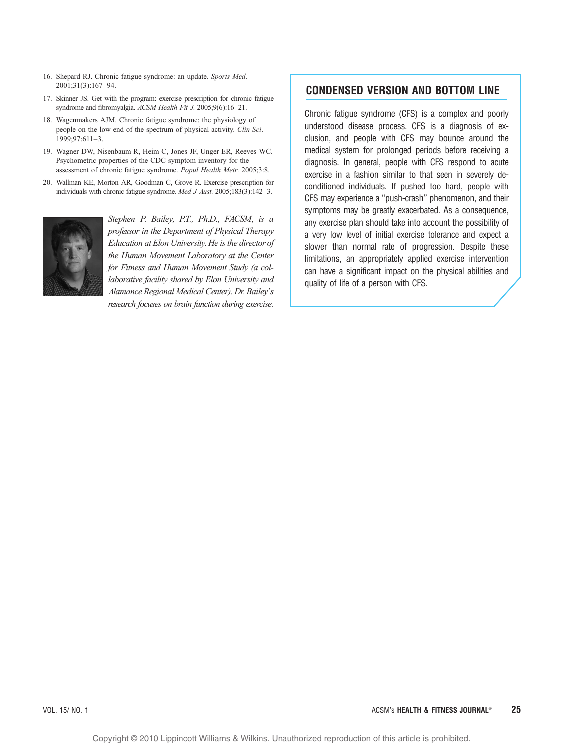16. Shepard RJ. Chronic fatigue syndrome: an update. *Sports Med.* 2001;31(3):167–94.
17. Skinner JS. Get with the program: exercise prescription for chronic fatigue syndrome and fibromyalgia. *ACSM Health Fit J.* 2005;9(6):16–21.
18. Wagenmakers AJM. Chronic fatigue syndrome: the physiology of people on the low end of the spectrum of physical activity. *Clin Sci*. 1999;97:611–3.
19. Wagner DW, Nisenbaum R, Heim C, Jones JF, Unger ER, Reeves WC. Psychometric properties of the CDC symptom inventory for the assessment of chronic fatigue syndrome. *Popul Health Metr.* 2005;3:8.
20. Wallman KE, Morton AR, Goodman C, Grove R. Exercise prescription for individuals with chronic fatigue syndrome. *Med J Aust.* 2005;183(3):142–3.

*Stephen P. Bailey, P.T., Ph.D., FACSM, is a professor in the Department of Physical Therapy Education at Elon University. He is the director of the Human Movement Laboratory at the Center for Fitness and Human Movement Study (a collaborative facility shared by Elon University and Alamance Regional Medical Center). Dr. Bailey's research focuses on brain function during exercise.*

## CONDENSED VERSION AND BOTTOM LINE

Chronic fatigue syndrome (CFS) is a complex and poorly understood disease process. CFS is a diagnosis of exclusion, and people with CFS may bounce around the medical system for prolonged periods before receiving a diagnosis. In general, people with CFS respond to acute exercise in a fashion similar to that seen in severely deconditioned individuals. If pushed too hard, people with CFS may experience a "push-crash" phenomenon, and their symptoms may be greatly exacerbated. As a consequence, any exercise plan should take into account the possibility of a very low level of initial exercise tolerance and expect a slower than normal rate of progression. Despite these limitations, an appropriately applied exercise intervention can have a significant impact on the physical abilities and quality of life of a person with CFS.

Copyright © 2010 Lippincott Williams & Wilkins. Unauthorized reproduction of this article is prohibited.